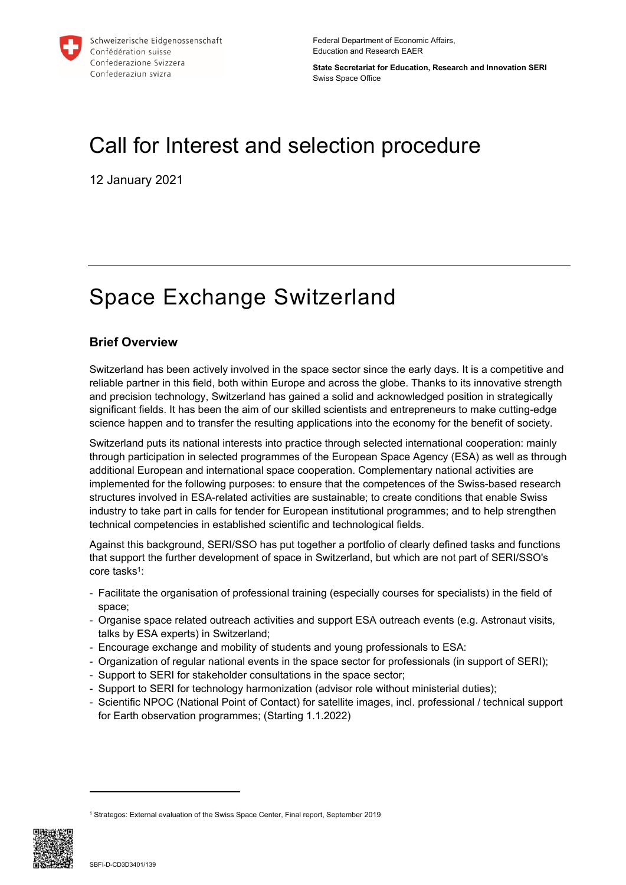Schweizerische Eidgenossenschaft
Confédération suisse
Confederazione Svizzera
Confederaziun svizra

Federal Department of Economic Affairs, Education and Research EAER

**State Secretariat for Education, Research and Innovation SERI**
Swiss Space Office

# Call for Interest and selection procedure

12 January 2021

---

# Space Exchange Switzerland

## Brief Overview

Switzerland has been actively involved in the space sector since the early days. It is a competitive and reliable partner in this field, both within Europe and across the globe. Thanks to its innovative strength and precision technology, Switzerland has gained a solid and acknowledged position in strategically significant fields. It has been the aim of our skilled scientists and entrepreneurs to make cutting-edge science happen and to transfer the resulting applications into the economy for the benefit of society.

Switzerland puts its national interests into practice through selected international cooperation: mainly through participation in selected programmes of the European Space Agency (ESA) as well as through additional European and international space cooperation. Complementary national activities are implemented for the following purposes: to ensure that the competences of the Swiss-based research structures involved in ESA-related activities are sustainable; to create conditions that enable Swiss industry to take part in calls for tender for European institutional programmes; and to help strengthen technical competencies in established scientific and technological fields.

Against this background, SERI/SSO has put together a portfolio of clearly defined tasks and functions that support the further development of space in Switzerland, but which are not part of SERI/SSO's core tasks[1]:

- Facilitate the organisation of professional training (especially courses for specialists) in the field of space;
- Organise space related outreach activities and support ESA outreach events (e.g. Astronaut visits, talks by ESA experts) in Switzerland;
- Encourage exchange and mobility of students and young professionals to ESA:
- Organization of regular national events in the space sector for professionals (in support of SERI);
- Support to SERI for stakeholder consultations in the space sector;
- Support to SERI for technology harmonization (advisor role without ministerial duties);
- Scientific NPOC (National Point of Contact) for satellite images, incl. professional / technical support for Earth observation programmes; (Starting 1.1.2022)

---

[1] Strategos: External evaluation of the Swiss Space Center, Final report, September 2019

SBFI-D-CD3D3401/139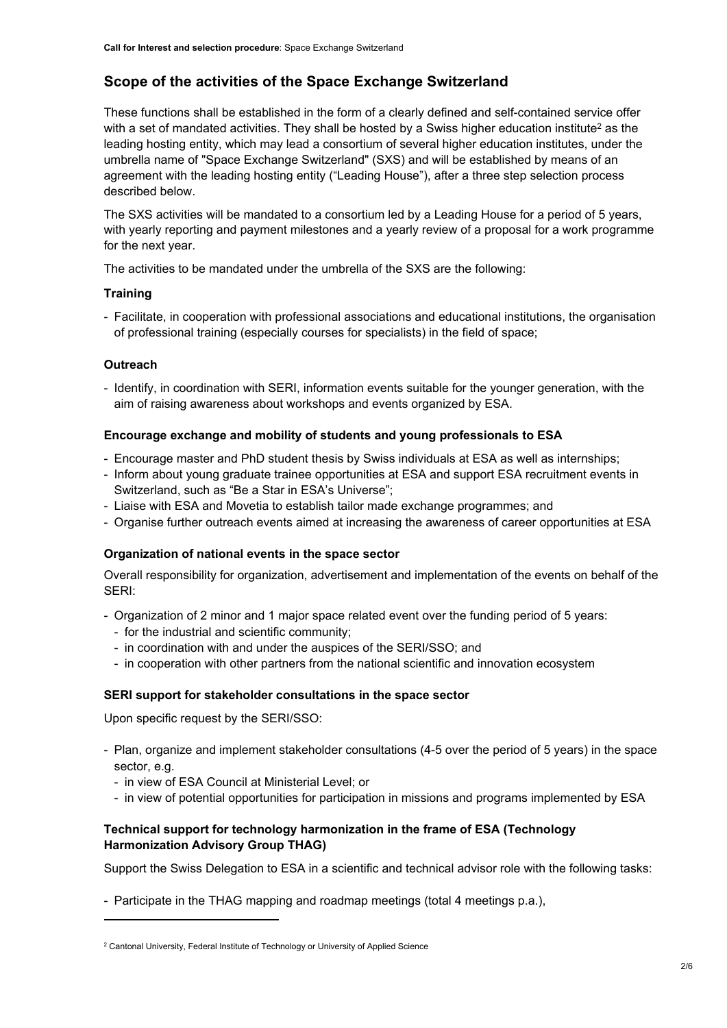## Scope of the activities of the Space Exchange Switzerland

These functions shall be established in the form of a clearly defined and self-contained service offer with a set of mandated activities. They shall be hosted by a Swiss higher education institute[2] as the leading hosting entity, which may lead a consortium of several higher education institutes, under the umbrella name of "Space Exchange Switzerland" (SXS) and will be established by means of an agreement with the leading hosting entity ("Leading House"), after a three step selection process described below.

The SXS activities will be mandated to a consortium led by a Leading House for a period of 5 years, with yearly reporting and payment milestones and a yearly review of a proposal for a work programme for the next year.

The activities to be mandated under the umbrella of the SXS are the following:

### Training

- Facilitate, in cooperation with professional associations and educational institutions, the organisation of professional training (especially courses for specialists) in the field of space;

### Outreach

- Identify, in coordination with SERI, information events suitable for the younger generation, with the aim of raising awareness about workshops and events organized by ESA.

### Encourage exchange and mobility of students and young professionals to ESA

- Encourage master and PhD student thesis by Swiss individuals at ESA as well as internships;
- Inform about young graduate trainee opportunities at ESA and support ESA recruitment events in Switzerland, such as "Be a Star in ESA's Universe";
- Liaise with ESA and Movetia to establish tailor made exchange programmes; and
- Organise further outreach events aimed at increasing the awareness of career opportunities at ESA

### Organization of national events in the space sector

Overall responsibility for organization, advertisement and implementation of the events on behalf of the SERI:

- Organization of 2 minor and 1 major space related event over the funding period of 5 years:
  - for the industrial and scientific community;
  - in coordination with and under the auspices of the SERI/SSO; and
  - in cooperation with other partners from the national scientific and innovation ecosystem

### SERI support for stakeholder consultations in the space sector

Upon specific request by the SERI/SSO:

- Plan, organize and implement stakeholder consultations (4-5 over the period of 5 years) in the space sector, e.g.
  - in view of ESA Council at Ministerial Level; or
  - in view of potential opportunities for participation in missions and programs implemented by ESA

### Technical support for technology harmonization in the frame of ESA (Technology Harmonization Advisory Group THAG)

Support the Swiss Delegation to ESA in a scientific and technical advisor role with the following tasks:

- Participate in the THAG mapping and roadmap meetings (total 4 meetings p.a.),

[2] Cantonal University, Federal Institute of Technology or University of Applied Science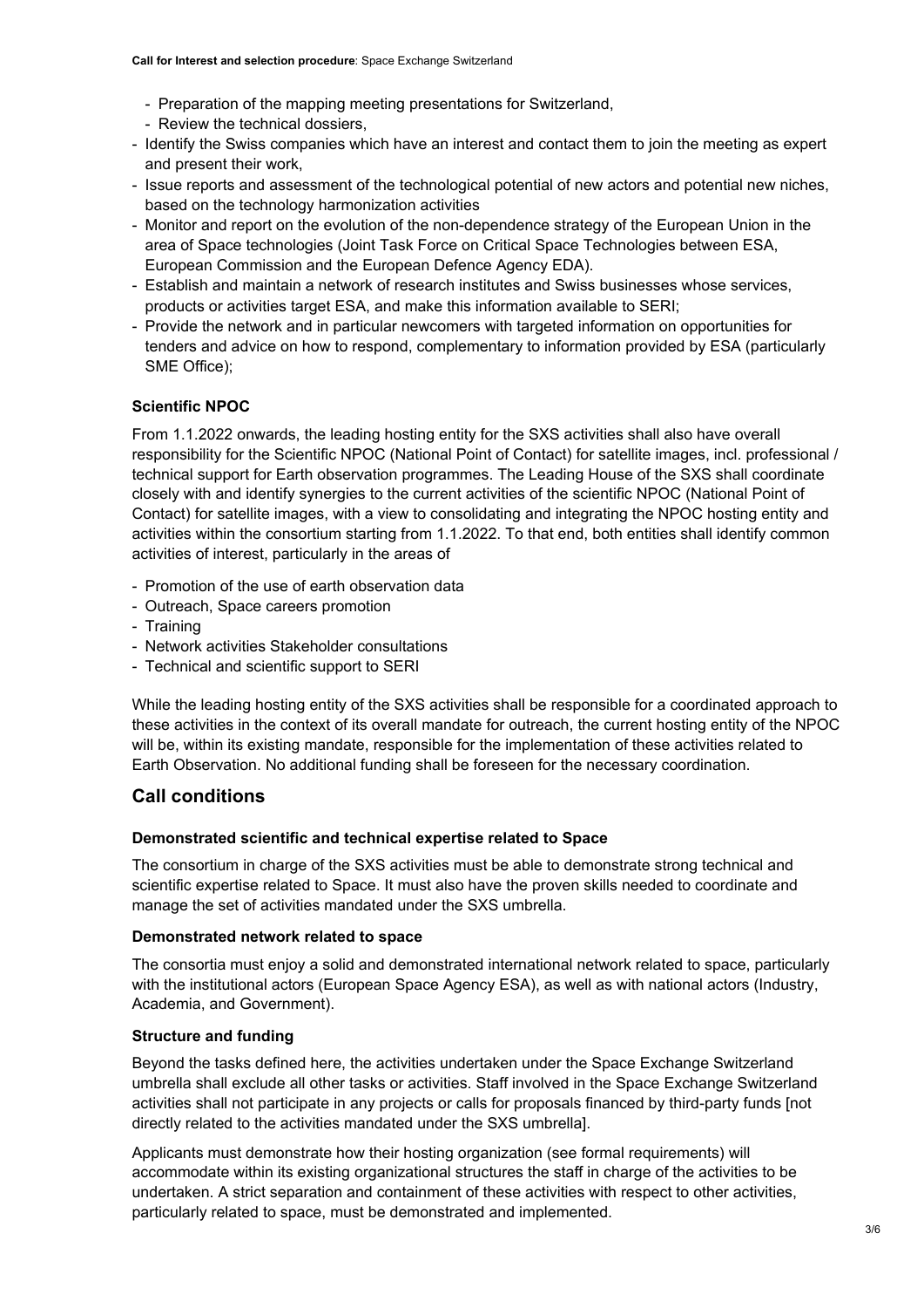- Preparation of the mapping meeting presentations for Switzerland,
  - Review the technical dossiers,
- Identify the Swiss companies which have an interest and contact them to join the meeting as expert and present their work,
- Issue reports and assessment of the technological potential of new actors and potential new niches, based on the technology harmonization activities
- Monitor and report on the evolution of the non-dependence strategy of the European Union in the area of Space technologies (Joint Task Force on Critical Space Technologies between ESA, European Commission and the European Defence Agency EDA).
- Establish and maintain a network of research institutes and Swiss businesses whose services, products or activities target ESA, and make this information available to SERI;
- Provide the network and in particular newcomers with targeted information on opportunities for tenders and advice on how to respond, complementary to information provided by ESA (particularly SME Office);

**Scientific NPOC**

From 1.1.2022 onwards, the leading hosting entity for the SXS activities shall also have overall responsibility for the Scientific NPOC (National Point of Contact) for satellite images, incl. professional / technical support for Earth observation programmes. The Leading House of the SXS shall coordinate closely with and identify synergies to the current activities of the scientific NPOC (National Point of Contact) for satellite images, with a view to consolidating and integrating the NPOC hosting entity and activities within the consortium starting from 1.1.2022. To that end, both entities shall identify common activities of interest, particularly in the areas of

- Promotion of the use of earth observation data
- Outreach, Space careers promotion
- Training
- Network activities Stakeholder consultations
- Technical and scientific support to SERI

While the leading hosting entity of the SXS activities shall be responsible for a coordinated approach to these activities in the context of its overall mandate for outreach, the current hosting entity of the NPOC will be, within its existing mandate, responsible for the implementation of these activities related to Earth Observation. No additional funding shall be foreseen for the necessary coordination.

## Call conditions

**Demonstrated scientific and technical expertise related to Space**

The consortium in charge of the SXS activities must be able to demonstrate strong technical and scientific expertise related to Space. It must also have the proven skills needed to coordinate and manage the set of activities mandated under the SXS umbrella.

**Demonstrated network related to space**

The consortia must enjoy a solid and demonstrated international network related to space, particularly with the institutional actors (European Space Agency ESA), as well as with national actors (Industry, Academia, and Government).

**Structure and funding**

Beyond the tasks defined here, the activities undertaken under the Space Exchange Switzerland umbrella shall exclude all other tasks or activities. Staff involved in the Space Exchange Switzerland activities shall not participate in any projects or calls for proposals financed by third-party funds [not directly related to the activities mandated under the SXS umbrella].

Applicants must demonstrate how their hosting organization (see formal requirements) will accommodate within its existing organizational structures the staff in charge of the activities to be undertaken. A strict separation and containment of these activities with respect to other activities, particularly related to space, must be demonstrated and implemented.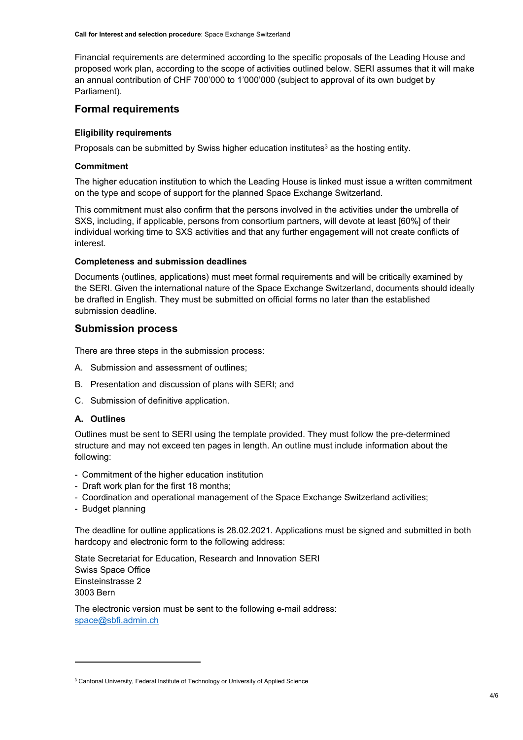Financial requirements are determined according to the specific proposals of the Leading House and proposed work plan, according to the scope of activities outlined below. SERI assumes that it will make an annual contribution of CHF 700'000 to 1'000'000 (subject to approval of its own budget by Parliament).

## Formal requirements

### Eligibility requirements

Proposals can be submitted by Swiss higher education institutes[3] as the hosting entity.

### Commitment

The higher education institution to which the Leading House is linked must issue a written commitment on the type and scope of support for the planned Space Exchange Switzerland.

This commitment must also confirm that the persons involved in the activities under the umbrella of SXS, including, if applicable, persons from consortium partners, will devote at least [60%] of their individual working time to SXS activities and that any further engagement will not create conflicts of interest.

### Completeness and submission deadlines

Documents (outlines, applications) must meet formal requirements and will be critically examined by the SERI. Given the international nature of the Space Exchange Switzerland, documents should ideally be drafted in English. They must be submitted on official forms no later than the established submission deadline.

## Submission process

There are three steps in the submission process:

A. Submission and assessment of outlines;

B. Presentation and discussion of plans with SERI; and

C. Submission of definitive application.

### A. Outlines

Outlines must be sent to SERI using the template provided. They must follow the pre-determined structure and may not exceed ten pages in length. An outline must include information about the following:

- Commitment of the higher education institution
- Draft work plan for the first 18 months;
- Coordination and operational management of the Space Exchange Switzerland activities;
- Budget planning

The deadline for outline applications is 28.02.2021. Applications must be signed and submitted in both hardcopy and electronic form to the following address:

State Secretariat for Education, Research and Innovation SERI  
Swiss Space Office  
Einsteinstrasse 2  
3003 Bern

The electronic version must be sent to the following e-mail address:  
space@sbfi.admin.ch

---

[3] Cantonal University, Federal Institute of Technology or University of Applied Science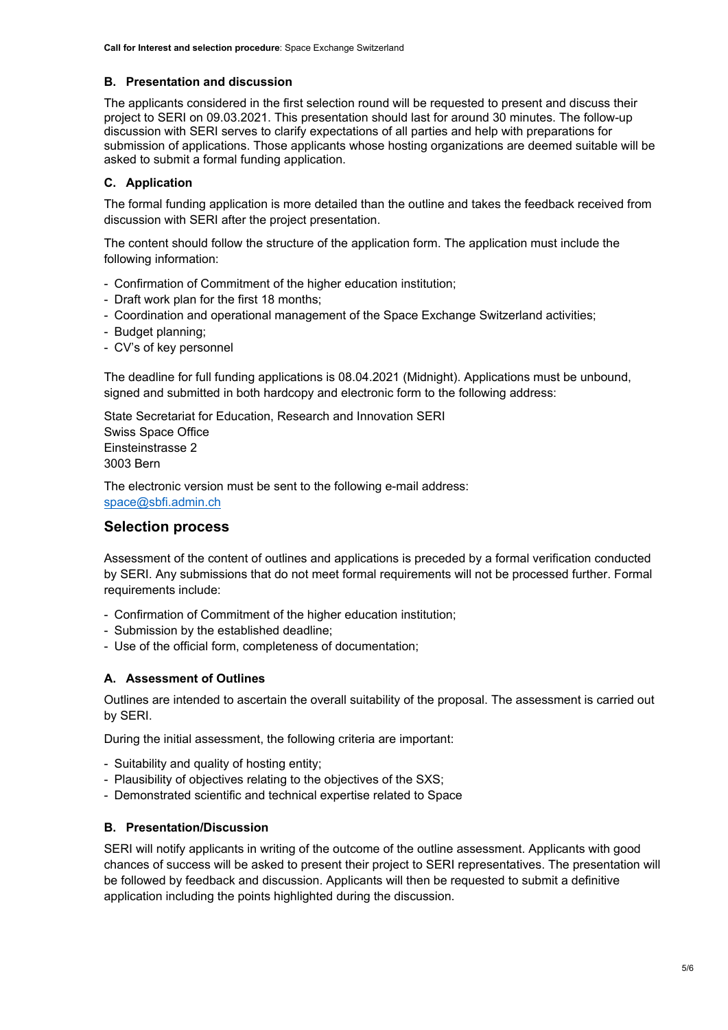### B. Presentation and discussion

The applicants considered in the first selection round will be requested to present and discuss their project to SERI on 09.03.2021. This presentation should last for around 30 minutes. The follow-up discussion with SERI serves to clarify expectations of all parties and help with preparations for submission of applications. Those applicants whose hosting organizations are deemed suitable will be asked to submit a formal funding application.

### C. Application

The formal funding application is more detailed than the outline and takes the feedback received from discussion with SERI after the project presentation.

The content should follow the structure of the application form. The application must include the following information:

- Confirmation of Commitment of the higher education institution;
- Draft work plan for the first 18 months;
- Coordination and operational management of the Space Exchange Switzerland activities;
- Budget planning;
- CV's of key personnel

The deadline for full funding applications is 08.04.2021 (Midnight). Applications must be unbound, signed and submitted in both hardcopy and electronic form to the following address:

State Secretariat for Education, Research and Innovation SERI
Swiss Space Office
Einsteinstrasse 2
3003 Bern

The electronic version must be sent to the following e-mail address:
space@sbfi.admin.ch

## Selection process

Assessment of the content of outlines and applications is preceded by a formal verification conducted by SERI. Any submissions that do not meet formal requirements will not be processed further. Formal requirements include:

- Confirmation of Commitment of the higher education institution;
- Submission by the established deadline;
- Use of the official form, completeness of documentation;

### A. Assessment of Outlines

Outlines are intended to ascertain the overall suitability of the proposal. The assessment is carried out by SERI.

During the initial assessment, the following criteria are important:

- Suitability and quality of hosting entity;
- Plausibility of objectives relating to the objectives of the SXS;
- Demonstrated scientific and technical expertise related to Space

### B. Presentation/Discussion

SERI will notify applicants in writing of the outcome of the outline assessment. Applicants with good chances of success will be asked to present their project to SERI representatives. The presentation will be followed by feedback and discussion. Applicants will then be requested to submit a definitive application including the points highlighted during the discussion.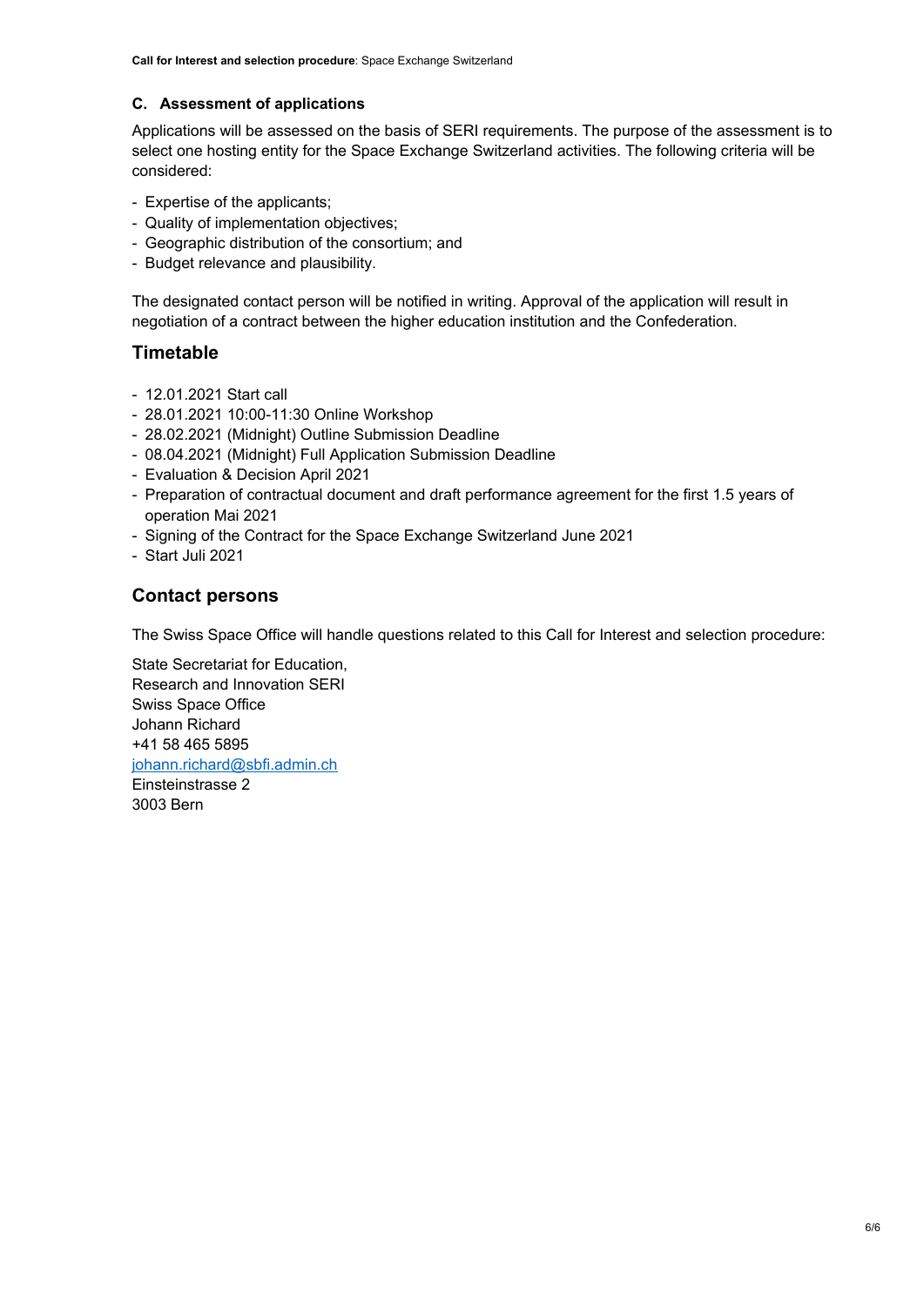### C. Assessment of applications

Applications will be assessed on the basis of SERI requirements. The purpose of the assessment is to select one hosting entity for the Space Exchange Switzerland activities. The following criteria will be considered:

- Expertise of the applicants;
- Quality of implementation objectives;
- Geographic distribution of the consortium; and
- Budget relevance and plausibility.

The designated contact person will be notified in writing. Approval of the application will result in negotiation of a contract between the higher education institution and the Confederation.

## Timetable

- 12.01.2021 Start call
- 28.01.2021 10:00-11:30 Online Workshop
- 28.02.2021 (Midnight) Outline Submission Deadline
- 08.04.2021 (Midnight) Full Application Submission Deadline
- Evaluation & Decision April 2021
- Preparation of contractual document and draft performance agreement for the first 1.5 years of operation Mai 2021
- Signing of the Contract for the Space Exchange Switzerland June 2021
- Start Juli 2021

## Contact persons

The Swiss Space Office will handle questions related to this Call for Interest and selection procedure:

State Secretariat for Education,
Research and Innovation SERI
Swiss Space Office
Johann Richard
+41 58 465 5895
johann.richard@sbfi.admin.ch
Einsteinstrasse 2
3003 Bern